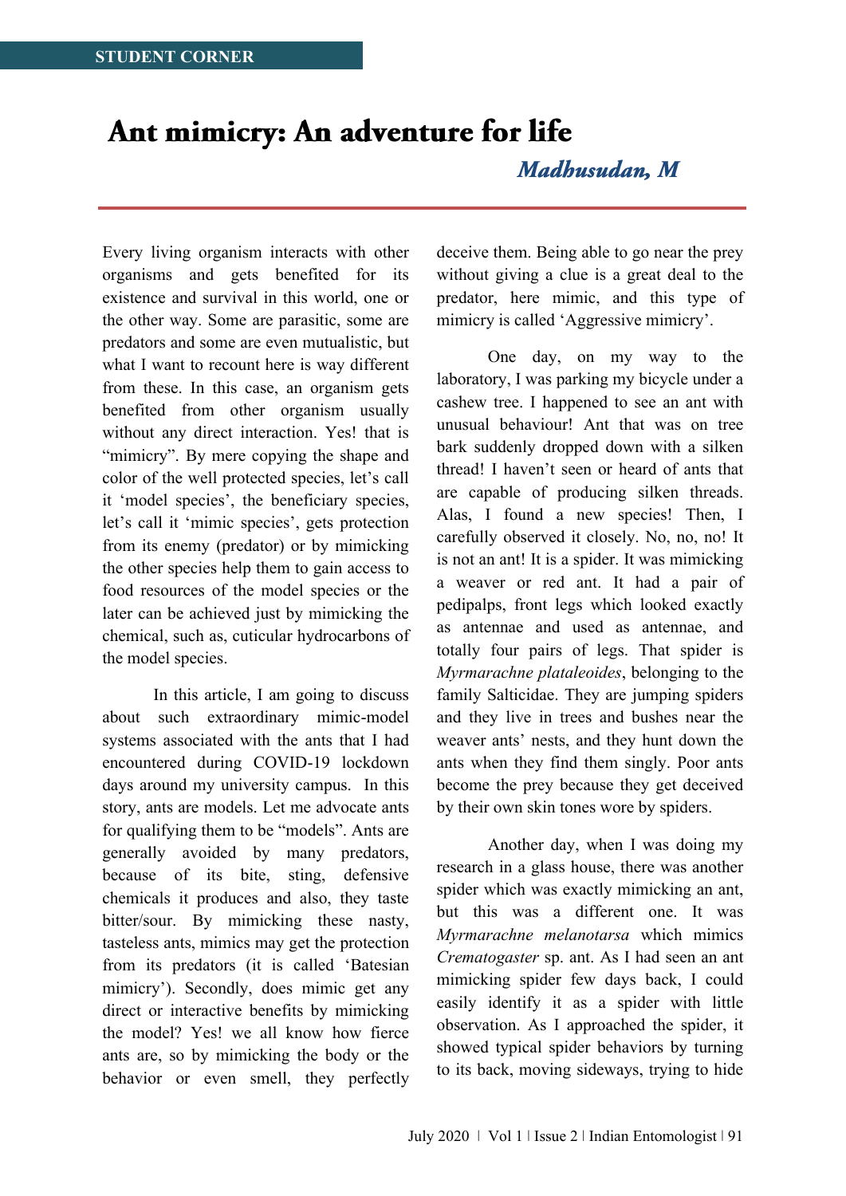STUDENT CORNER

# Ant mimicry: An adventure for life

***Madhusudan, M***

Every living organism interacts with other organisms and gets benefited for its existence and survival in this world, one or the other way. Some are parasitic, some are predators and some are even mutualistic, but what I want to recount here is way different from these. In this case, an organism gets benefited from other organism usually without any direct interaction. Yes! that is "mimicry". By mere copying the shape and color of the well protected species, let's call it 'model species', the beneficiary species, let's call it 'mimic species', gets protection from its enemy (predator) or by mimicking the other species help them to gain access to food resources of the model species or the later can be achieved just by mimicking the chemical, such as, cuticular hydrocarbons of the model species.

In this article, I am going to discuss about such extraordinary mimic-model systems associated with the ants that I had encountered during COVID-19 lockdown days around my university campus. In this story, ants are models. Let me advocate ants for qualifying them to be "models". Ants are generally avoided by many predators, because of its bite, sting, defensive chemicals it produces and also, they taste bitter/sour. By mimicking these nasty, tasteless ants, mimics may get the protection from its predators (it is called 'Batesian mimicry'). Secondly, does mimic get any direct or interactive benefits by mimicking the model? Yes! we all know how fierce ants are, so by mimicking the body or the behavior or even smell, they perfectly deceive them. Being able to go near the prey without giving a clue is a great deal to the predator, here mimic, and this type of mimicry is called 'Aggressive mimicry'.

One day, on my way to the laboratory, I was parking my bicycle under a cashew tree. I happened to see an ant with unusual behaviour! Ant that was on tree bark suddenly dropped down with a silken thread! I haven't seen or heard of ants that are capable of producing silken threads. Alas, I found a new species! Then, I carefully observed it closely. No, no, no! It is not an ant! It is a spider. It was mimicking a weaver or red ant. It had a pair of pedipalps, front legs which looked exactly as antennae and used as antennae, and totally four pairs of legs. That spider is *Myrmarachne plataleoides*, belonging to the family Salticidae. They are jumping spiders and they live in trees and bushes near the weaver ants' nests, and they hunt down the ants when they find them singly. Poor ants become the prey because they get deceived by their own skin tones wore by spiders.

Another day, when I was doing my research in a glass house, there was another spider which was exactly mimicking an ant, but this was a different one. It was *Myrmarachne melanotarsa* which mimics *Crematogaster* sp. ant. As I had seen an ant mimicking spider few days back, I could easily identify it as a spider with little observation. As I approached the spider, it showed typical spider behaviors by turning to its back, moving sideways, trying to hide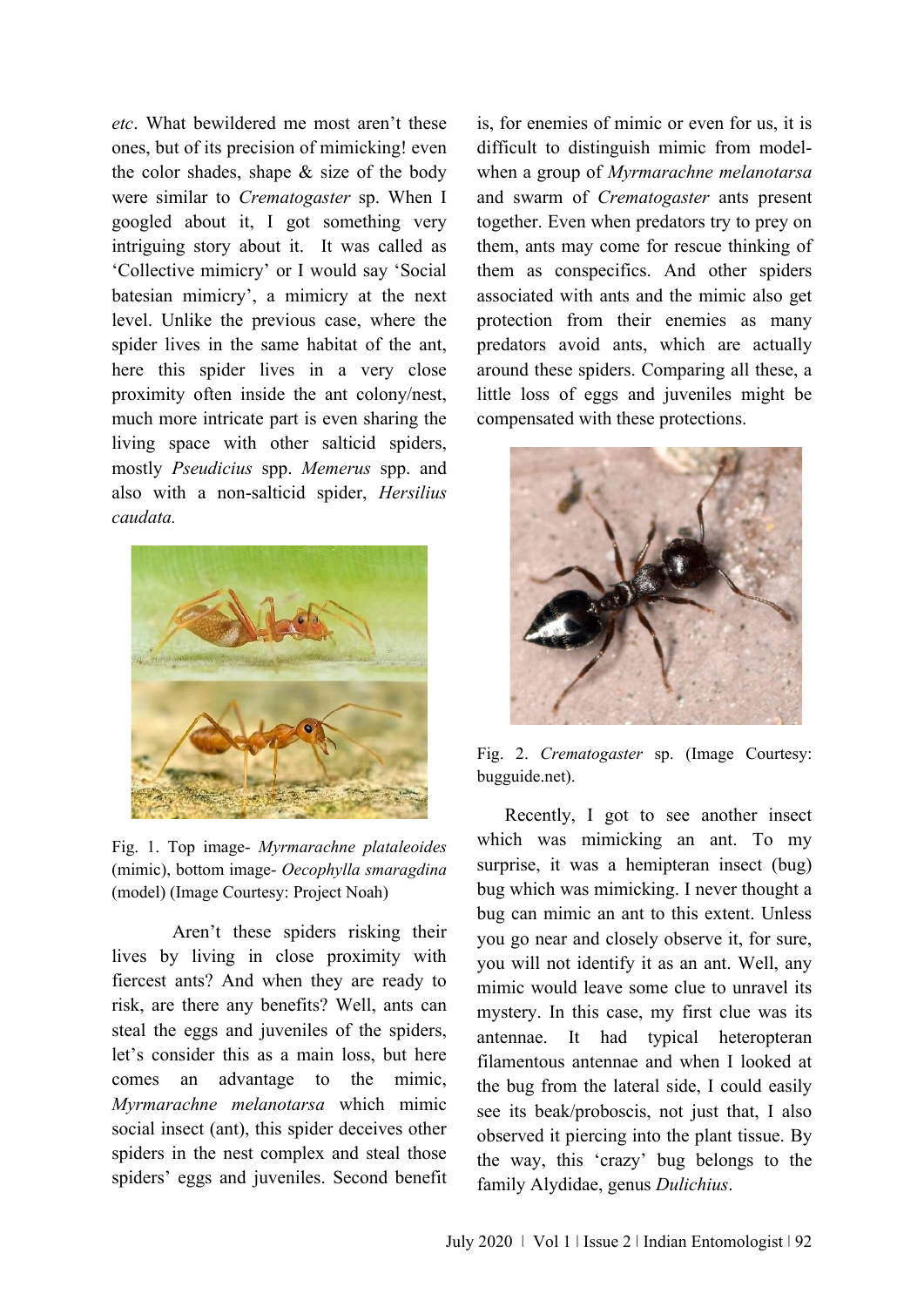*etc*. What bewildered me most aren't these ones, but of its precision of mimicking! even the color shades, shape & size of the body were similar to *Crematogaster* sp. When I googled about it, I got something very intriguing story about it. It was called as 'Collective mimicry' or I would say 'Social batesian mimicry', a mimicry at the next level. Unlike the previous case, where the spider lives in the same habitat of the ant, here this spider lives in a very close proximity often inside the ant colony/nest, much more intricate part is even sharing the living space with other salticid spiders, mostly *Pseudicius* spp. *Memerus* spp. and also with a non-salticid spider, *Hersilius caudata.*

Fig. 1. Top image- *Myrmarachne plataleoides* (mimic), bottom image- *Oecophylla smaragdina* (model) (Image Courtesy: Project Noah)

Aren't these spiders risking their lives by living in close proximity with fiercest ants? And when they are ready to risk, are there any benefits? Well, ants can steal the eggs and juveniles of the spiders, let's consider this as a main loss, but here comes an advantage to the mimic, *Myrmarachne melanotarsa* which mimic social insect (ant), this spider deceives other spiders in the nest complex and steal those spiders' eggs and juveniles. Second benefit is, for enemies of mimic or even for us, it is difficult to distinguish mimic from model- when a group of *Myrmarachne melanotarsa* and swarm of *Crematogaster* ants present together. Even when predators try to prey on them, ants may come for rescue thinking of them as conspecifics. And other spiders associated with ants and the mimic also get protection from their enemies as many predators avoid ants, which are actually around these spiders. Comparing all these, a little loss of eggs and juveniles might be compensated with these protections.

Fig. 2. *Crematogaster* sp. (Image Courtesy: bugguide.net).

Recently, I got to see another insect which was mimicking an ant. To my surprise, it was a hemipteran insect (bug) bug which was mimicking. I never thought a bug can mimic an ant to this extent. Unless you go near and closely observe it, for sure, you will not identify it as an ant. Well, any mimic would leave some clue to unravel its mystery. In this case, my first clue was its antennae. It had typical heteropteran filamentous antennae and when I looked at the bug from the lateral side, I could easily see its beak/proboscis, not just that, I also observed it piercing into the plant tissue. By the way, this 'crazy' bug belongs to the family Alydidae, genus *Dulichius*.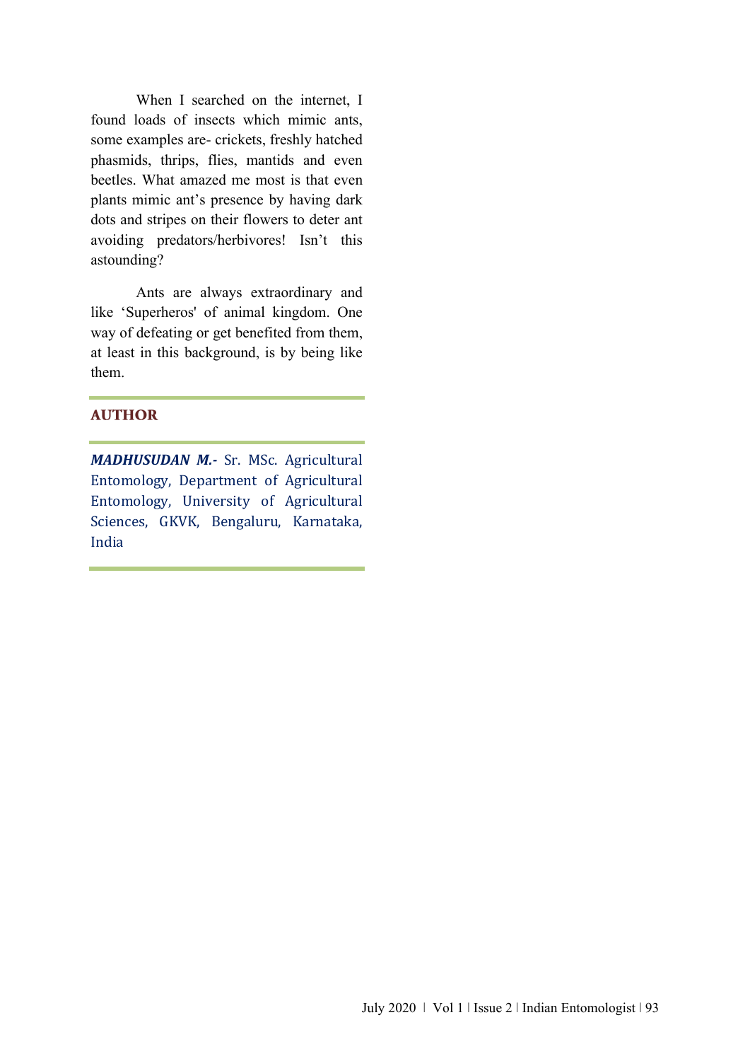When I searched on the internet, I found loads of insects which mimic ants, some examples are- crickets, freshly hatched phasmids, thrips, flies, mantids and even beetles. What amazed me most is that even plants mimic ant's presence by having dark dots and stripes on their flowers to deter ant avoiding predators/herbivores! Isn't this astounding?

Ants are always extraordinary and like 'Superheros' of animal kingdom. One way of defeating or get benefited from them, at least in this background, is by being like them.

## AUTHOR

***MADHUSUDAN M.-*** Sr. MSc. Agricultural Entomology, Department of Agricultural Entomology, University of Agricultural Sciences, GKVK, Bengaluru, Karnataka, India